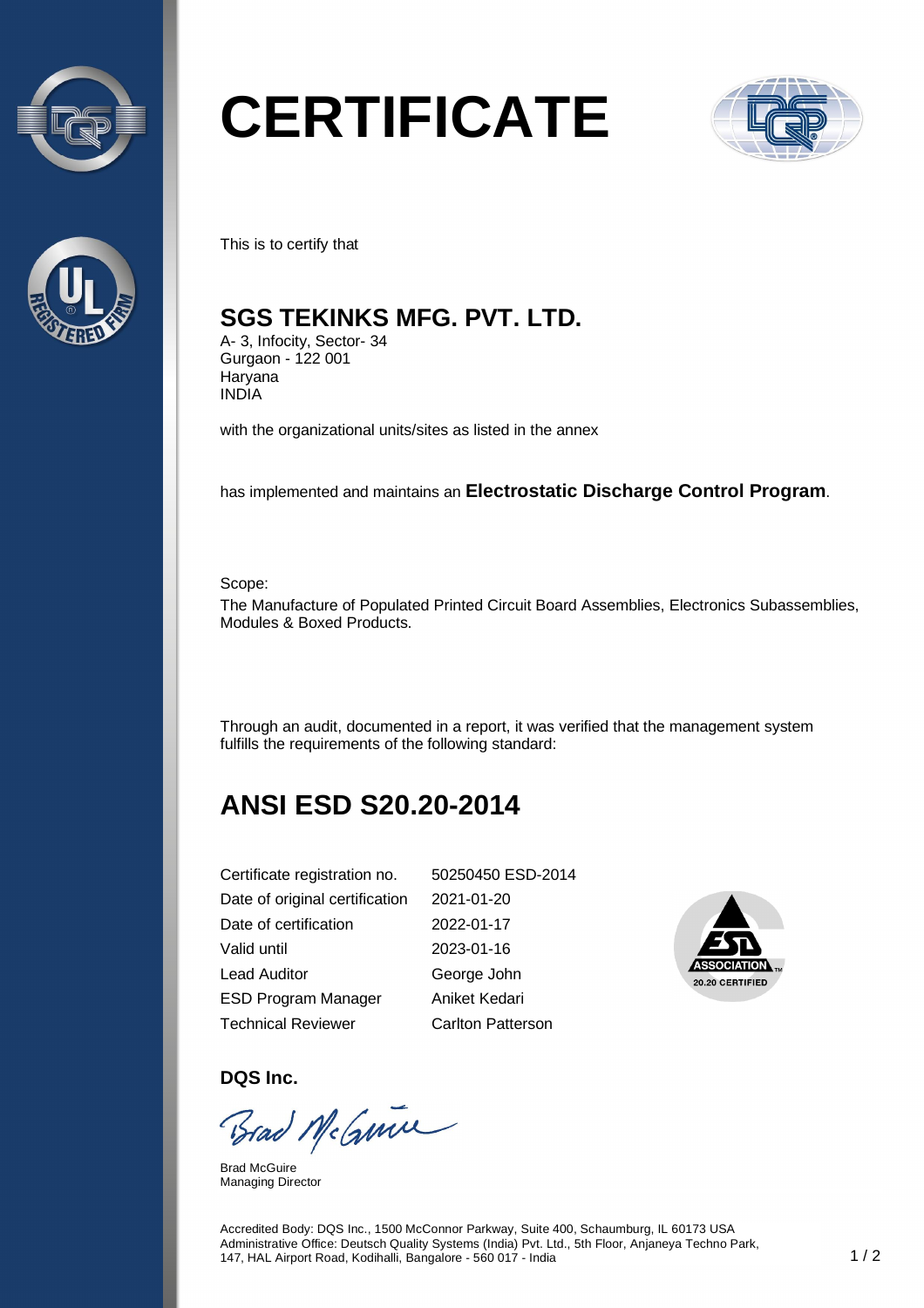# CERTIFICATE

This is to certify that

## SGS TEKINKS MFG. PVT. LTD.

A- 3, Infocity, Sector- 34
Gurgaon - 122 001
Haryana
INDIA

with the organizational units/sites as listed in the annex

has implemented and maintains an **Electrostatic Discharge Control Program**.

Scope:
The Manufacture of Populated Printed Circuit Board Assemblies, Electronics Subassemblies, Modules & Boxed Products.

Through an audit, documented in a report, it was verified that the management system fulfills the requirements of the following standard:

## ANSI ESD S20.20-2014

| | |
|---|---|
| Certificate registration no. | 50250450 ESD-2014 |
| Date of original certification | 2021-01-20 |
| Date of certification | 2022-01-17 |
| Valid until | 2023-01-16 |
| Lead Auditor | George John |
| ESD Program Manager | Aniket Kedari |
| Technical Reviewer | Carlton Patterson |

ESD ASSOCIATION 20.20 CERTIFIED

**DQS Inc.**

Brad McGuire
Managing Director

Accredited Body: DQS Inc., 1500 McConnor Parkway, Suite 400, Schaumburg, IL 60173 USA
Administrative Office: Deutsch Quality Systems (India) Pvt. Ltd., 5th Floor, Anjaneya Techno Park, 147, HAL Airport Road, Kodihalli, Bangalore - 560 017 - India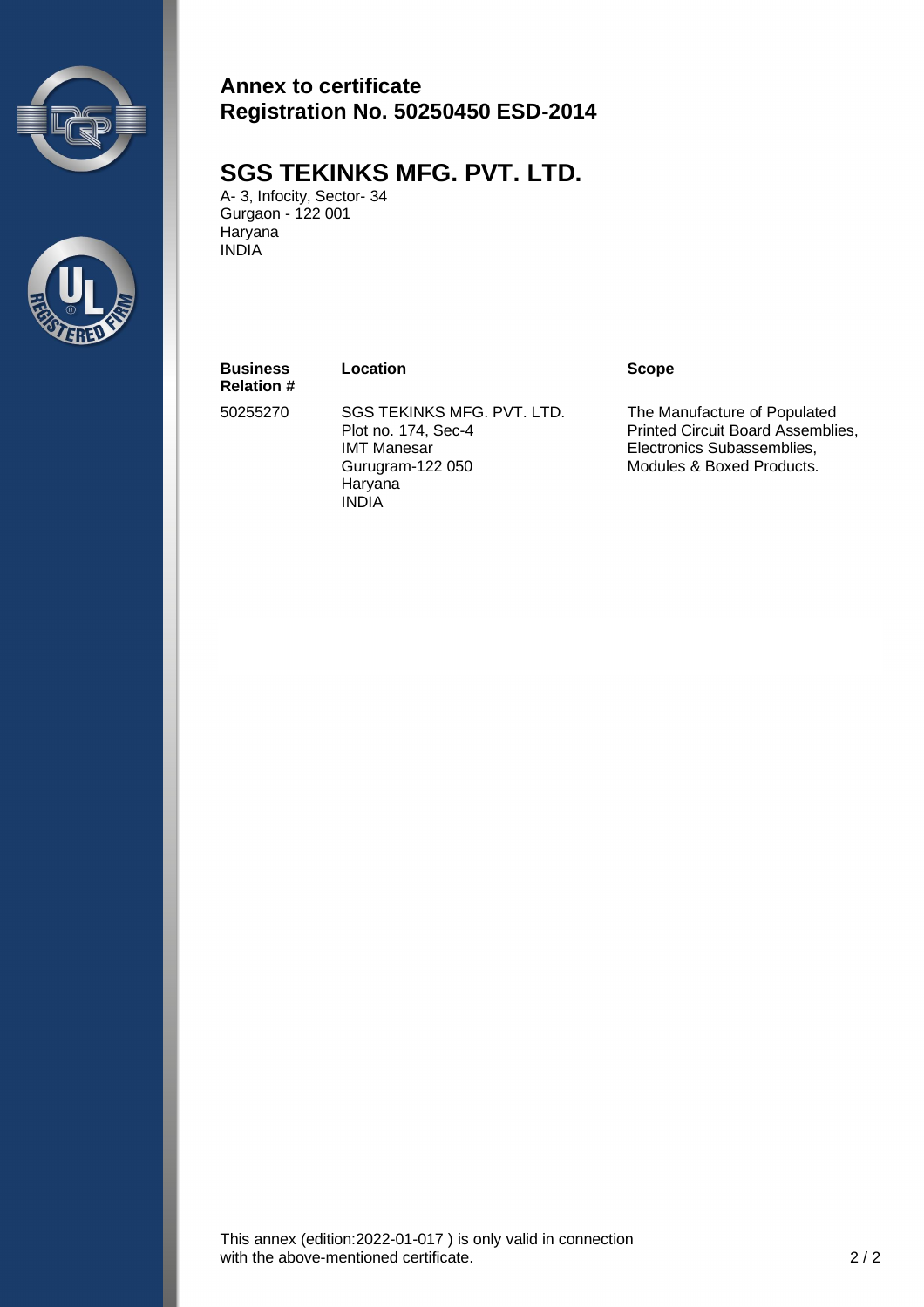**Annex to certificate**
**Registration No. 50250450 ESD-2014**

# SGS TEKINKS MFG. PVT. LTD.

A- 3, Infocity, Sector- 34
Gurgaon - 122 001
Haryana
INDIA

| Business Relation # | Location | Scope |
|---|---|---|
| 50255270 | SGS TEKINKS MFG. PVT. LTD.<br>Plot no. 174, Sec-4<br>IMT Manesar<br>Gurugram-122 050<br>Haryana<br>INDIA | The Manufacture of Populated Printed Circuit Board Assemblies, Electronics Subassemblies, Modules & Boxed Products. |

This annex (edition:2022-01-017 ) is only valid in connection with the above-mentioned certificate.